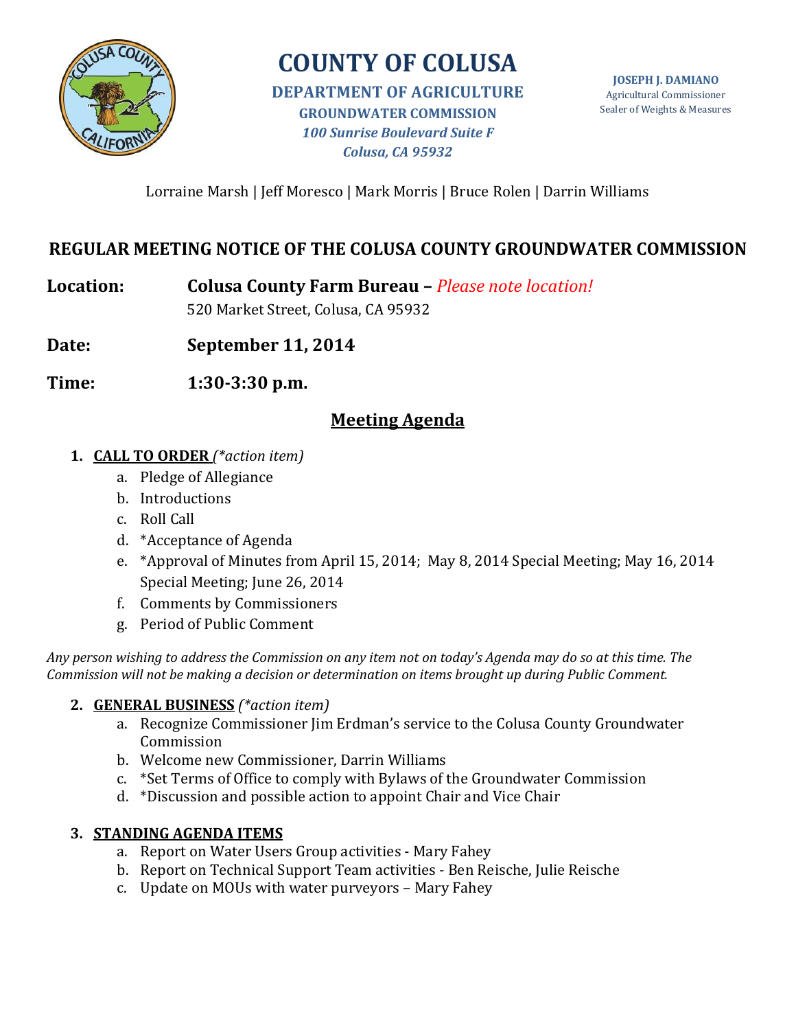# COUNTY OF COLUSA

**DEPARTMENT OF AGRICULTURE**
**GROUNDWATER COMMISSION**
***100 Sunrise Boulevard Suite F***
***Colusa, CA 95932***

**JOSEPH J. DAMIANO**
Agricultural Commissioner
Sealer of Weights & Measures

Lorraine Marsh | Jeff Moresco | Mark Morris | Bruce Rolen | Darrin Williams

## REGULAR MEETING NOTICE OF THE COLUSA COUNTY GROUNDWATER COMMISSION

**Location:** **Colusa County Farm Bureau –** *Please note location!*
520 Market Street, Colusa, CA 95932

**Date:** **September 11, 2014**

**Time:** **1:30-3:30 p.m.**

## Meeting Agenda

1. **CALL TO ORDER** *(*action item)*
   a. Pledge of Allegiance
   b. Introductions
   c. Roll Call
   d. *Acceptance of Agenda
   e. *Approval of Minutes from April 15, 2014; May 8, 2014 Special Meeting; May 16, 2014 Special Meeting; June 26, 2014
   f. Comments by Commissioners
   g. Period of Public Comment

*Any person wishing to address the Commission on any item not on today's Agenda may do so at this time. The Commission will not be making a decision or determination on items brought up during Public Comment.*

2. **GENERAL BUSINESS** *(*action item)*
   a. Recognize Commissioner Jim Erdman's service to the Colusa County Groundwater Commission
   b. Welcome new Commissioner, Darrin Williams
   c. *Set Terms of Office to comply with Bylaws of the Groundwater Commission
   d. *Discussion and possible action to appoint Chair and Vice Chair

3. **STANDING AGENDA ITEMS**
   a. Report on Water Users Group activities - Mary Fahey
   b. Report on Technical Support Team activities - Ben Reische, Julie Reische
   c. Update on MOUs with water purveyors – Mary Fahey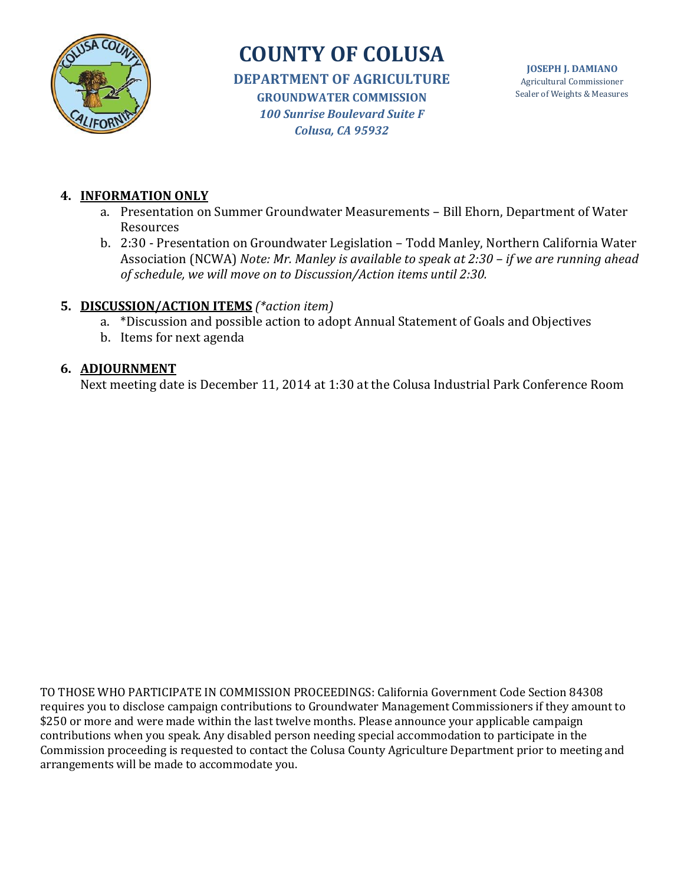# COUNTY OF COLUSA

**DEPARTMENT OF AGRICULTURE**
**GROUNDWATER COMMISSION**
***100 Sunrise Boulevard Suite F***
***Colusa, CA 95932***

**JOSEPH J. DAMIANO**
Agricultural Commissioner
Sealer of Weights & Measures

4. **INFORMATION ONLY**
   a. Presentation on Summer Groundwater Measurements – Bill Ehorn, Department of Water Resources
   b. 2:30 - Presentation on Groundwater Legislation – Todd Manley, Northern California Water Association (NCWA) *Note: Mr. Manley is available to speak at 2:30 – if we are running ahead of schedule, we will move on to Discussion/Action items until 2:30.*

5. **DISCUSSION/ACTION ITEMS** *(*action item)*
   a. *Discussion and possible action to adopt Annual Statement of Goals and Objectives
   b. Items for next agenda

6. **ADJOURNMENT**
   Next meeting date is December 11, 2014 at 1:30 at the Colusa Industrial Park Conference Room

TO THOSE WHO PARTICIPATE IN COMMISSION PROCEEDINGS: California Government Code Section 84308 requires you to disclose campaign contributions to Groundwater Management Commissioners if they amount to $250 or more and were made within the last twelve months. Please announce your applicable campaign contributions when you speak. Any disabled person needing special accommodation to participate in the Commission proceeding is requested to contact the Colusa County Agriculture Department prior to meeting and arrangements will be made to accommodate you.